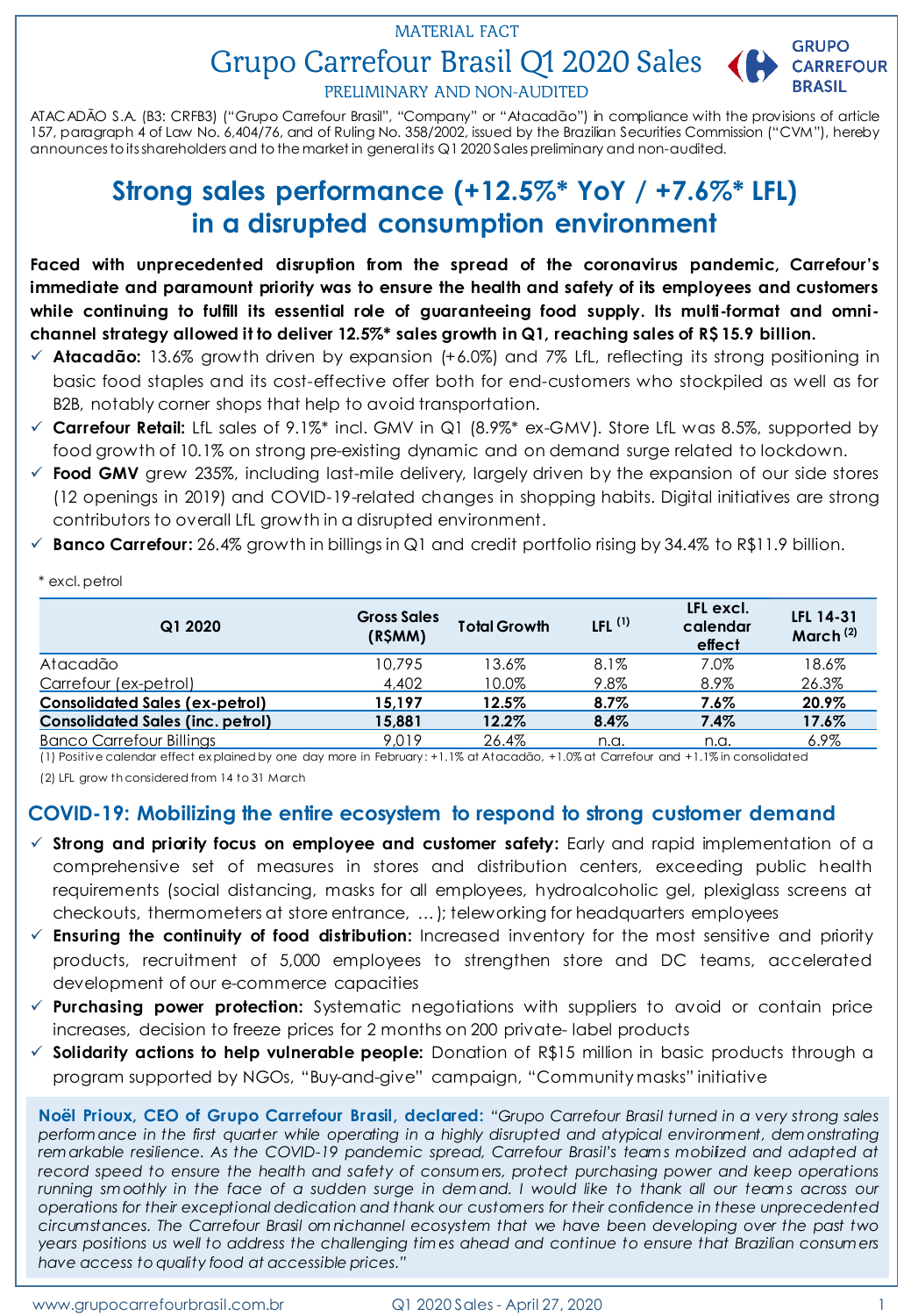MATERIAL FACT

# Grupo Carrefour Brasil Q1 2020 Sales

PRELIMINARY AND NON-AUDITED

ATACADÃO S.A. (B3: CRFB3) ("Grupo Carrefour Brasil", "Company" or "Atacadão") in compliance with the provisions of article 157, paragraph 4 of Law No. 6,404/76, and of Ruling No. 358/2002, issued by the Brazilian Securities Commission ("CVM"), hereby announces to its shareholders and to the market in general its Q1 2020 Sales preliminary and non-audited.

## Strong sales performance (+12.5%* YoY / +7.6%* LFL) in a disrupted consumption environment

**Faced with unprecedented disruption from the spread of the coronavirus pandemic, Carrefour's immediate and paramount priority was to ensure the health and safety of its employees and customers while continuing to fulfill its essential role of guaranteeing food supply. Its multi-format and omni-channel strategy allowed it to deliver 12.5%* sales growth in Q1, reaching sales of R$ 15.9 billion.**

- ✓ **Atacadão:** 13.6% growth driven by expansion (+6.0%) and 7% LfL, reflecting its strong positioning in basic food staples and its cost-effective offer both for end-customers who stockpiled as well as for B2B, notably corner shops that help to avoid transportation.
- ✓ **Carrefour Retail:** LfL sales of 9.1%* incl. GMV in Q1 (8.9%* ex-GMV). Store LfL was 8.5%, supported by food growth of 10.1% on strong pre-existing dynamic and on demand surge related to lockdown.
- ✓ **Food GMV** grew 235%, including last-mile delivery, largely driven by the expansion of our side stores (12 openings in 2019) and COVID-19-related changes in shopping habits. Digital initiatives are strong contributors to overall LfL growth in a disrupted environment.
- ✓ **Banco Carrefour:** 26.4% growth in billings in Q1 and credit portfolio rising by 34.4% to R$11.9 billion.

\* excl. petrol

| Q1 2020 | Gross Sales (R$MM) | Total Growth | LFL (1) | LFL excl. calendar effect | LFL 14-31 March (2) |
|---|---|---|---|---|---|
| Atacadão | 10,795 | 13.6% | 8.1% | 7.0% | 18.6% |
| Carrefour (ex-petrol) | 4,402 | 10.0% | 9.8% | 8.9% | 26.3% |
| **Consolidated Sales (ex-petrol)** | **15,197** | **12.5%** | **8.7%** | **7.6%** | **20.9%** |
| **Consolidated Sales (inc. petrol)** | **15,881** | **12.2%** | **8.4%** | **7.4%** | **17.6%** |
| Banco Carrefour Billings | 9,019 | 26.4% | n.a. | n.a. | 6.9% |

(1) Positive calendar effect explained by one day more in February: +1.1% at Atacadão, +1.0% at Carrefour and +1.1% in consolidated

(2) LFL growth considered from 14 to 31 March

## COVID-19: Mobilizing the entire ecosystem to respond to strong customer demand

- ✓ **Strong and priority focus on employee and customer safety:** Early and rapid implementation of a comprehensive set of measures in stores and distribution centers, exceeding public health requirements (social distancing, masks for all employees, hydroalcoholic gel, plexiglass screens at checkouts, thermometers at store entrance, …); teleworking for headquarters employees
- ✓ **Ensuring the continuity of food distribution:** Increased inventory for the most sensitive and priority products, recruitment of 5,000 employees to strengthen store and DC teams, accelerated development of our e-commerce capacities
- ✓ **Purchasing power protection:** Systematic negotiations with suppliers to avoid or contain price increases, decision to freeze prices for 2 months on 200 private- label products
- ✓ **Solidarity actions to help vulnerable people:** Donation of R$15 million in basic products through a program supported by NGOs, "Buy-and-give" campaign, "Community masks" initiative

**Noël Prioux, CEO of Grupo Carrefour Brasil, declared:** *"Grupo Carrefour Brasil turned in a very strong sales performance in the first quarter while operating in a highly disrupted and atypical environment, demonstrating remarkable resilience. As the COVID-19 pandemic spread, Carrefour Brasil's teams mobilized and adapted at record speed to ensure the health and safety of consumers, protect purchasing power and keep operations running smoothly in the face of a sudden surge in demand. I would like to thank all our teams across our operations for their exceptional dedication and thank our customers for their confidence in these unprecedented circumstances. The Carrefour Brasil omnichannel ecosystem that we have been developing over the past two years positions us well to address the challenging times ahead and continue to ensure that Brazilian consumers have access to quality food at accessible prices."*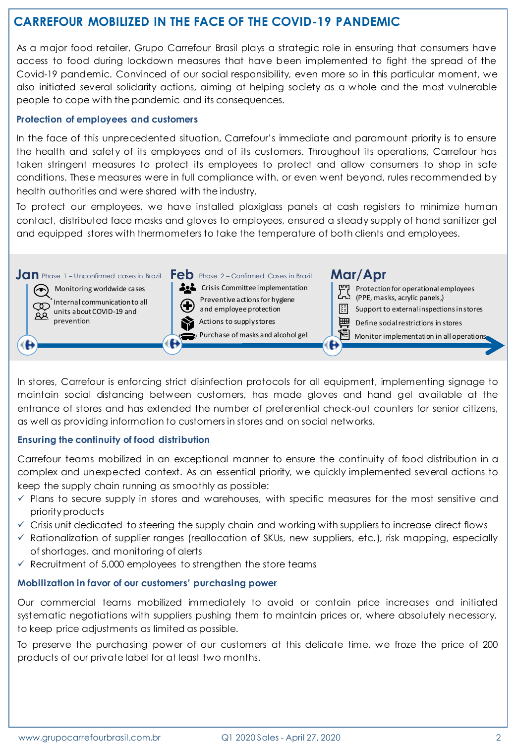## CARREFOUR MOBILIZED IN THE FACE OF THE COVID-19 PANDEMIC

As a major food retailer, Grupo Carrefour Brasil plays a strategic role in ensuring that consumers have access to food during lockdown measures that have been implemented to fight the spread of the Covid-19 pandemic. Convinced of our social responsibility, even more so in this particular moment, we also initiated several solidarity actions, aiming at helping society as a whole and the most vulnerable people to cope with the pandemic and its consequences.

### Protection of employees and customers

In the face of this unprecedented situation, Carrefour's immediate and paramount priority is to ensure the health and safety of its employees and of its customers. Throughout its operations, Carrefour has taken stringent measures to protect its employees to protect and allow consumers to shop in safe conditions. These measures were in full compliance with, or even went beyond, rules recommended by health authorities and were shared with the industry.

To protect our employees, we have installed plaxiglass panels at cash registers to minimize human contact, distributed face masks and gloves to employees, ensured a steady supply of hand sanitizer gel and equipped stores with thermometers to take the temperature of both clients and employees.

**Jan** Phase 1 – Unconfirmed cases in Brazil
- Monitoring worldwide cases
- Internal communication to all units about COVID-19 and prevention

**Feb** Phase 2 – Confirmed Cases in Brazil
- Crisis Committee implementation
- Preventive actions for hygiene and employee protection
- Actions to supply stores
- Purchase of masks and alcohol gel

**Mar/Apr**
- Protection for operational employees (PPE, masks, acrylic panels,)
- Support to external inspections in stores
- Define social restrictions in stores
- Monitor implementation in all operations

In stores, Carrefour is enforcing strict disinfection protocols for all equipment, implementing signage to maintain social distancing between customers, has made gloves and hand gel available at the entrance of stores and has extended the number of preferential check-out counters for senior citizens, as well as providing information to customers in stores and on social networks.

### Ensuring the continuity of food distribution

Carrefour teams mobilized in an exceptional manner to ensure the continuity of food distribution in a complex and unexpected context. As an essential priority, we quickly implemented several actions to keep the supply chain running as smoothly as possible:

- ✓ Plans to secure supply in stores and warehouses, with specific measures for the most sensitive and priority products
- ✓ Crisis unit dedicated to steering the supply chain and working with suppliers to increase direct flows
- ✓ Rationalization of supplier ranges (reallocation of SKUs, new suppliers, etc.), risk mapping, especially of shortages, and monitoring of alerts
- ✓ Recruitment of 5,000 employees to strengthen the store teams

### Mobilization in favor of our customers' purchasing power

Our commercial teams mobilized immediately to avoid or contain price increases and initiated systematic negotiations with suppliers pushing them to maintain prices or, where absolutely necessary, to keep price adjustments as limited as possible.

To preserve the purchasing power of our customers at this delicate time, we froze the price of 200 products of our private label for at least two months.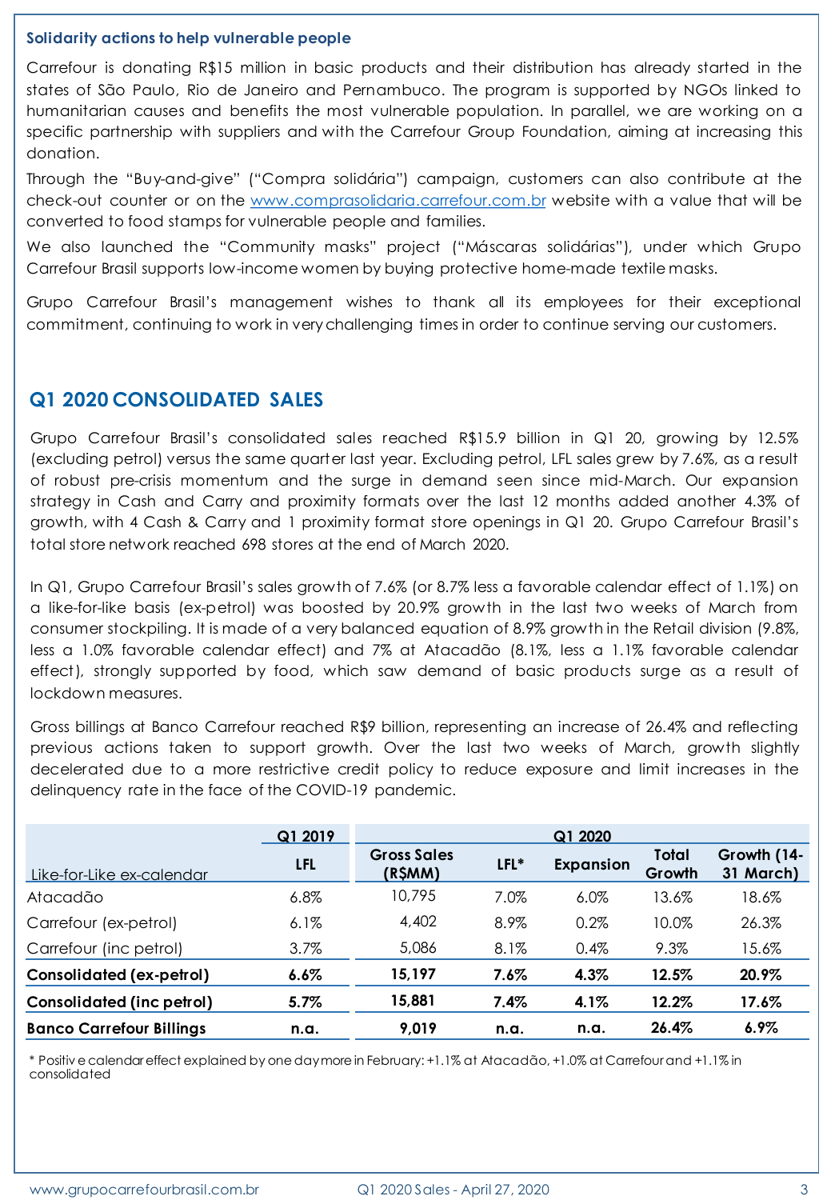**Solidarity actions to help vulnerable people**

Carrefour is donating R$15 million in basic products and their distribution has already started in the states of São Paulo, Rio de Janeiro and Pernambuco. The program is supported by NGOs linked to humanitarian causes and benefits the most vulnerable population. In parallel, we are working on a specific partnership with suppliers and with the Carrefour Group Foundation, aiming at increasing this donation.

Through the "Buy-and-give" ("Compra solidária") campaign, customers can also contribute at the check-out counter or on the www.comprasolidaria.carrefour.com.br website with a value that will be converted to food stamps for vulnerable people and families.

We also launched the "Community masks" project ("Máscaras solidárias"), under which Grupo Carrefour Brasil supports low-income women by buying protective home-made textile masks.

Grupo Carrefour Brasil's management wishes to thank all its employees for their exceptional commitment, continuing to work in very challenging times in order to continue serving our customers.

## Q1 2020 CONSOLIDATED SALES

Grupo Carrefour Brasil's consolidated sales reached R$15.9 billion in Q1 20, growing by 12.5% (excluding petrol) versus the same quarter last year. Excluding petrol, LFL sales grew by 7.6%, as a result of robust pre-crisis momentum and the surge in demand seen since mid-March. Our expansion strategy in Cash and Carry and proximity formats over the last 12 months added another 4.3% of growth, with 4 Cash & Carry and 1 proximity format store openings in Q1 20. Grupo Carrefour Brasil's total store network reached 698 stores at the end of March 2020.

In Q1, Grupo Carrefour Brasil's sales growth of 7.6% (or 8.7% less a favorable calendar effect of 1.1%) on a like-for-like basis (ex-petrol) was boosted by 20.9% growth in the last two weeks of March from consumer stockpiling. It is made of a very balanced equation of 8.9% growth in the Retail division (9.8%, less a 1.0% favorable calendar effect) and 7% at Atacadão (8.1%, less a 1.1% favorable calendar effect), strongly supported by food, which saw demand of basic products surge as a result of lockdown measures.

Gross billings at Banco Carrefour reached R$9 billion, representing an increase of 26.4% and reflecting previous actions taken to support growth. Over the last two weeks of March, growth slightly decelerated due to a more restrictive credit policy to reduce exposure and limit increases in the delinquency rate in the face of the COVID-19 pandemic.

| | Q1 2019 | Q1 2020 | | | | |
|---|---|---|---|---|---|---|
| Like-for-Like ex-calendar | LFL | Gross Sales (R$MM) | LFL* | Expansion | Total Growth | Growth (14-31 March) |
| Atacadão | 6.8% | 10,795 | 7.0% | 6.0% | 13.6% | 18.6% |
| Carrefour (ex-petrol) | 6.1% | 4,402 | 8.9% | 0.2% | 10.0% | 26.3% |
| Carrefour (inc petrol) | 3.7% | 5,086 | 8.1% | 0.4% | 9.3% | 15.6% |
| **Consolidated (ex-petrol)** | **6.6%** | **15,197** | **7.6%** | **4.3%** | **12.5%** | **20.9%** |
| **Consolidated (inc petrol)** | **5.7%** | **15,881** | **7.4%** | **4.1%** | **12.2%** | **17.6%** |
| **Banco Carrefour Billings** | **n.a.** | **9,019** | **n.a.** | **n.a.** | **26.4%** | **6.9%** |

\* Positive calendar effect explained by one day more in February: +1.1% at Atacadão, +1.0% at Carrefour and +1.1% in consolidated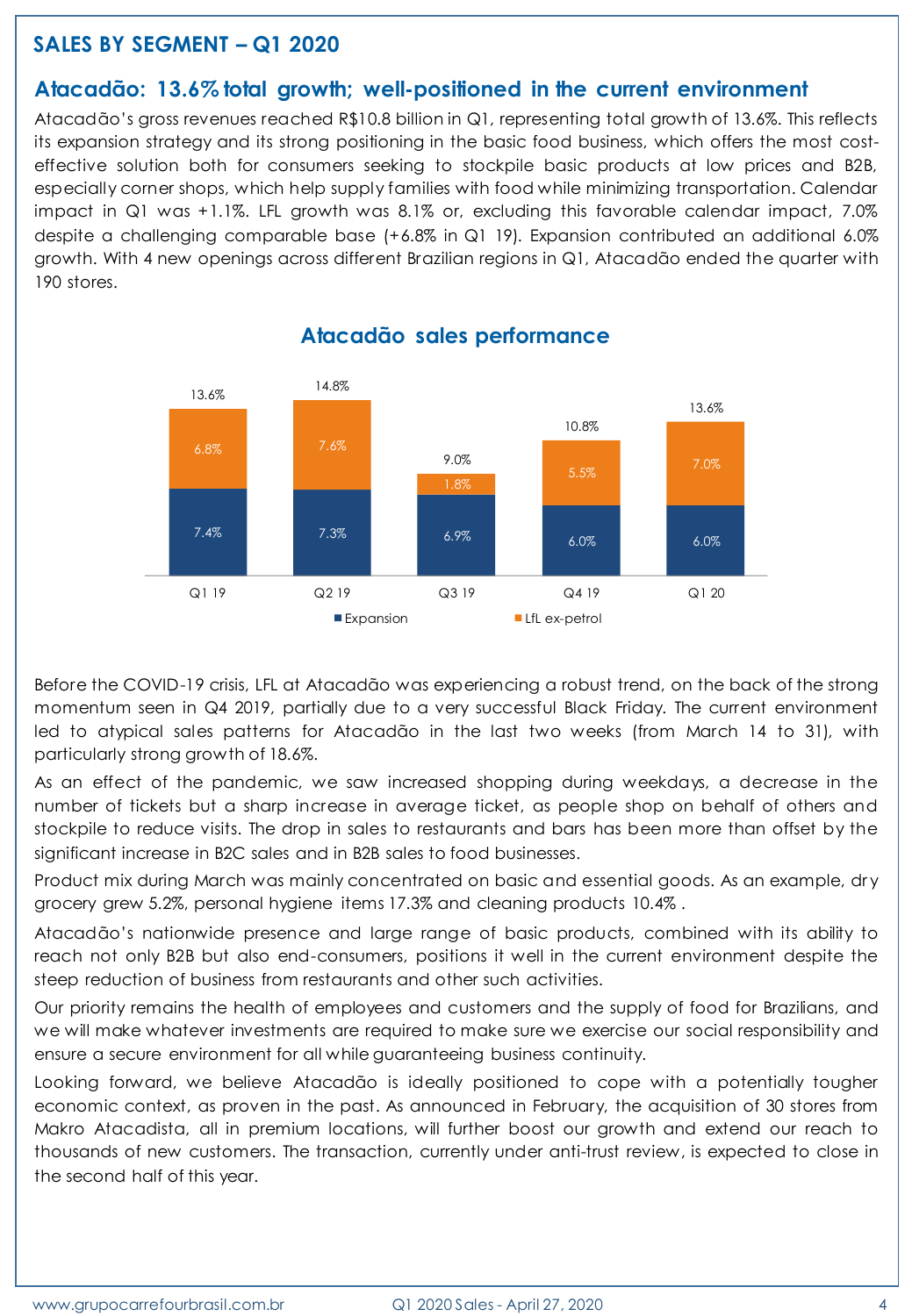## SALES BY SEGMENT – Q1 2020

### Atacadão: 13.6% total growth; well-positioned in the current environment

Atacadão's gross revenues reached R$10.8 billion in Q1, representing total growth of 13.6%. This reflects its expansion strategy and its strong positioning in the basic food business, which offers the most cost-effective solution both for consumers seeking to stockpile basic products at low prices and B2B, especially corner shops, which help supply families with food while minimizing transportation. Calendar impact in Q1 was +1.1%. LFL growth was 8.1% or, excluding this favorable calendar impact, 7.0% despite a challenging comparable base (+6.8% in Q1 19). Expansion contributed an additional 6.0% growth. With 4 new openings across different Brazilian regions in Q1, Atacadão ended the quarter with 190 stores.

**Atacadão sales performance**

| | Q1 19 | Q2 19 | Q3 19 | Q4 19 | Q1 20 |
|---|---|---|---|---|---|
| Expansion | 7.4% | 7.3% | 6.9% | 6.0% | 6.0% |
| LfL ex-petrol | 6.8% | 7.6% | 1.8% | 5.5% | 7.0% |
| Total | 13.6% | 14.8% | 9.0% | 10.8% | 13.6% |

Before the COVID-19 crisis, LFL at Atacadão was experiencing a robust trend, on the back of the strong momentum seen in Q4 2019, partially due to a very successful Black Friday. The current environment led to atypical sales patterns for Atacadão in the last two weeks (from March 14 to 31), with particularly strong growth of 18.6%.

As an effect of the pandemic, we saw increased shopping during weekdays, a decrease in the number of tickets but a sharp increase in average ticket, as people shop on behalf of others and stockpile to reduce visits. The drop in sales to restaurants and bars has been more than offset by the significant increase in B2C sales and in B2B sales to food businesses.

Product mix during March was mainly concentrated on basic and essential goods. As an example, dry grocery grew 5.2%, personal hygiene items 17.3% and cleaning products 10.4% .

Atacadão's nationwide presence and large range of basic products, combined with its ability to reach not only B2B but also end-consumers, positions it well in the current environment despite the steep reduction of business from restaurants and other such activities.

Our priority remains the health of employees and customers and the supply of food for Brazilians, and we will make whatever investments are required to make sure we exercise our social responsibility and ensure a secure environment for all while guaranteeing business continuity.

Looking forward, we believe Atacadão is ideally positioned to cope with a potentially tougher economic context, as proven in the past. As announced in February, the acquisition of 30 stores from Makro Atacadista, all in premium locations, will further boost our growth and extend our reach to thousands of new customers. The transaction, currently under anti-trust review, is expected to close in the second half of this year.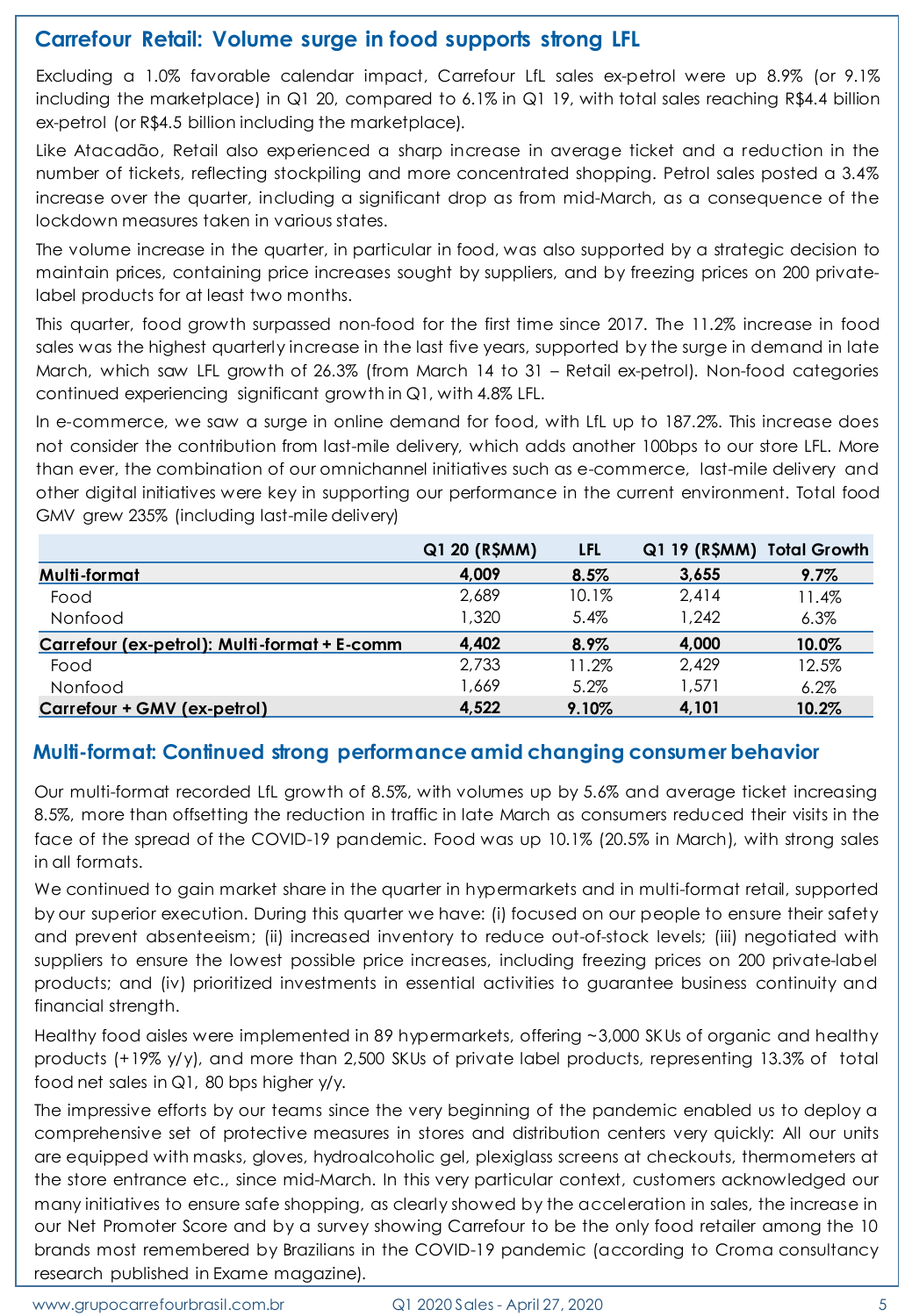## Carrefour Retail: Volume surge in food supports strong LFL

Excluding a 1.0% favorable calendar impact, Carrefour LfL sales ex-petrol were up 8.9% (or 9.1% including the marketplace) in Q1 20, compared to 6.1% in Q1 19, with total sales reaching R$4.4 billion ex-petrol (or R$4.5 billion including the marketplace).

Like Atacadão, Retail also experienced a sharp increase in average ticket and a reduction in the number of tickets, reflecting stockpiling and more concentrated shopping. Petrol sales posted a 3.4% increase over the quarter, including a significant drop as from mid-March, as a consequence of the lockdown measures taken in various states.

The volume increase in the quarter, in particular in food, was also supported by a strategic decision to maintain prices, containing price increases sought by suppliers, and by freezing prices on 200 private-label products for at least two months.

This quarter, food growth surpassed non-food for the first time since 2017. The 11.2% increase in food sales was the highest quarterly increase in the last five years, supported by the surge in demand in late March, which saw LFL growth of 26.3% (from March 14 to 31 – Retail ex-petrol). Non-food categories continued experiencing significant growth in Q1, with 4.8% LFL.

In e-commerce, we saw a surge in online demand for food, with LfL up to 187.2%. This increase does not consider the contribution from last-mile delivery, which adds another 100bps to our store LFL. More than ever, the combination of our omnichannel initiatives such as e-commerce, last-mile delivery and other digital initiatives were key in supporting our performance in the current environment. Total food GMV grew 235% (including last-mile delivery)

| | Q1 20 (R$MM) | LFL | Q1 19 (R$MM) | Total Growth |
|---|---|---|---|---|
| **Multi-format** | **4,009** | **8.5%** | **3,655** | **9.7%** |
| Food | 2,689 | 10.1% | 2,414 | 11.4% |
| Nonfood | 1,320 | 5.4% | 1,242 | 6.3% |
| **Carrefour (ex-petrol): Multi-format + E-comm** | **4,402** | **8.9%** | **4,000** | **10.0%** |
| Food | 2,733 | 11.2% | 2,429 | 12.5% |
| Nonfood | 1,669 | 5.2% | 1,571 | 6.2% |
| **Carrefour + GMV (ex-petrol)** | **4,522** | **9.10%** | **4,101** | **10.2%** |

## Multi-format: Continued strong performance amid changing consumer behavior

Our multi-format recorded LfL growth of 8.5%, with volumes up by 5.6% and average ticket increasing 8.5%, more than offsetting the reduction in traffic in late March as consumers reduced their visits in the face of the spread of the COVID-19 pandemic. Food was up 10.1% (20.5% in March), with strong sales in all formats.

We continued to gain market share in the quarter in hypermarkets and in multi-format retail, supported by our superior execution. During this quarter we have: (i) focused on our people to ensure their safety and prevent absenteeism; (ii) increased inventory to reduce out-of-stock levels; (iii) negotiated with suppliers to ensure the lowest possible price increases, including freezing prices on 200 private-label products; and (iv) prioritized investments in essential activities to guarantee business continuity and financial strength.

Healthy food aisles were implemented in 89 hypermarkets, offering ~3,000 SKUs of organic and healthy products (+19% y/y), and more than 2,500 SKUs of private label products, representing 13.3% of total food net sales in Q1, 80 bps higher y/y.

The impressive efforts by our teams since the very beginning of the pandemic enabled us to deploy a comprehensive set of protective measures in stores and distribution centers very quickly: All our units are equipped with masks, gloves, hydroalcoholic gel, plexiglass screens at checkouts, thermometers at the store entrance etc., since mid-March. In this very particular context, customers acknowledged our many initiatives to ensure safe shopping, as clearly showed by the acceleration in sales, the increase in our Net Promoter Score and by a survey showing Carrefour to be the only food retailer among the 10 brands most remembered by Brazilians in the COVID-19 pandemic (according to Croma consultancy research published in Exame magazine).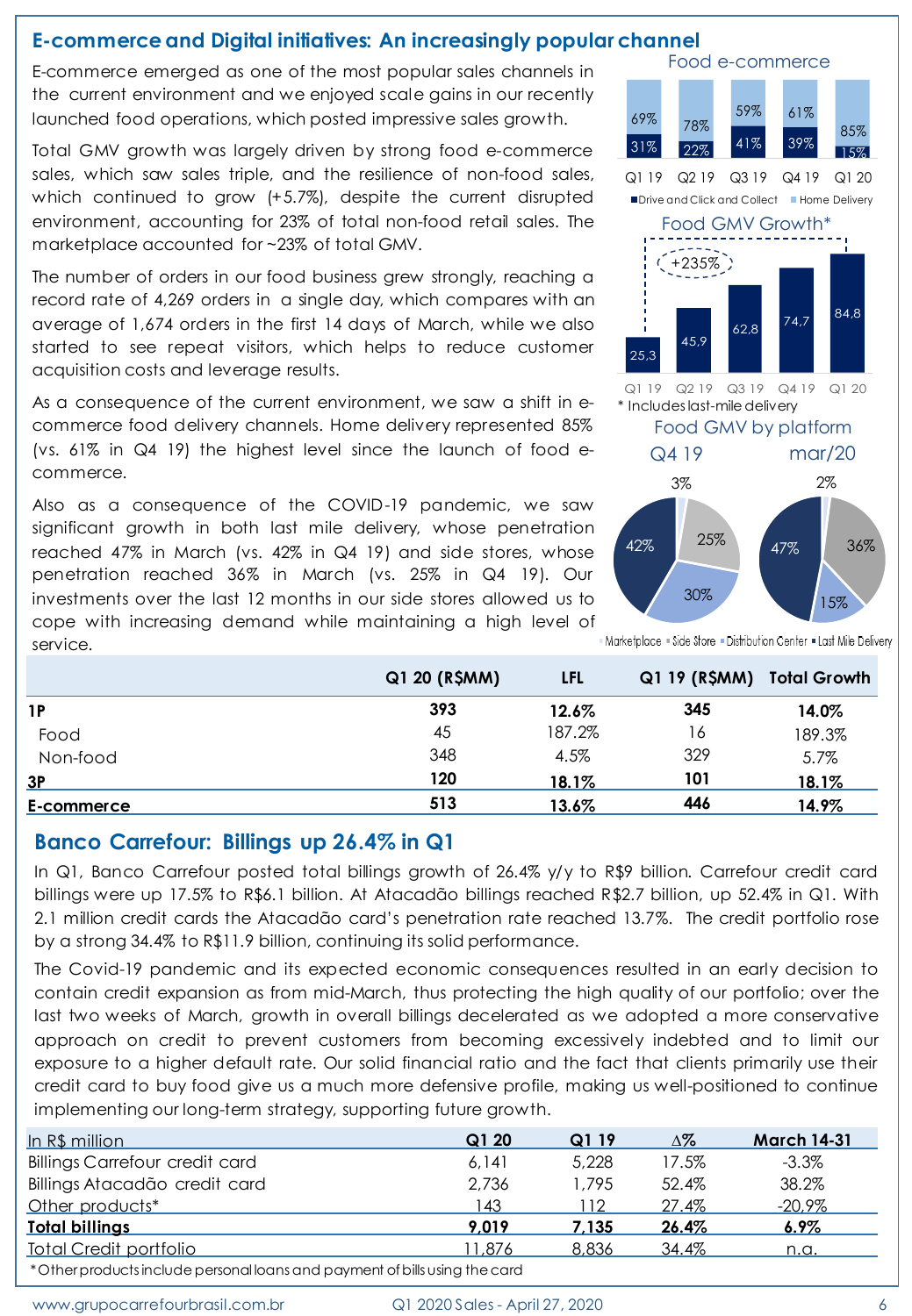## E-commerce and Digital initiatives: An increasingly popular channel

E-commerce emerged as one of the most popular sales channels in the current environment and we enjoyed scale gains in our recently launched food operations, which posted impressive sales growth.

Total GMV growth was largely driven by strong food e-commerce sales, which saw sales triple, and the resilience of non-food sales, which continued to grow (+5.7%), despite the current disrupted environment, accounting for 23% of total non-food retail sales. The marketplace accounted for ~23% of total GMV.

The number of orders in our food business grew strongly, reaching a record rate of 4,269 orders in a single day, which compares with an average of 1,674 orders in the first 14 days of March, while we also started to see repeat visitors, which helps to reduce customer acquisition costs and leverage results.

As a consequence of the current environment, we saw a shift in e-commerce food delivery channels. Home delivery represented 85% (vs. 61% in Q4 19) the highest level since the launch of food e-commerce.

Also as a consequence of the COVID-19 pandemic, we saw significant growth in both last mile delivery, whose penetration reached 47% in March (vs. 42% in Q4 19) and side stores, whose penetration reached 36% in March (vs. 25% in Q4 19). Our investments over the last 12 months in our side stores allowed us to cope with increasing demand while maintaining a high level of service.

**Food e-commerce**

| | Q1 19 | Q2 19 | Q3 19 | Q4 19 | Q1 20 |
|---|---|---|---|---|---|
| Drive and Click and Collect | 31% | 22% | 41% | 39% | 15% |
| Home Delivery | 69% | 78% | 59% | 61% | 85% |

**Food GMV Growth***

| Q1 19 | Q2 19 | Q3 19 | Q4 19 | Q1 20 |
|---|---|---|---|---|
| 25,3 | 45,9 | 62,8 | 74,7 | 84,8 |

+235%

\* Includes last-mile delivery

**Food GMV by platform**

| | Q4 19 | mar/20 |
|---|---|---|
| Marketplace | 3% | 2% |
| Side Store | 25% | 36% |
| Distribution Center | 30% | 15% |
| Last Mile Delivery | 42% | 47% |

| | Q1 20 (R$MM) | LFL | Q1 19 (R$MM) | Total Growth |
|---|---|---|---|---|
| **1P** | **393** | **12.6%** | **345** | **14.0%** |
| Food | 45 | 187.2% | 16 | 189.3% |
| Non-food | 348 | 4.5% | 329 | 5.7% |
| **3P** | **120** | **18.1%** | **101** | **18.1%** |
| **E-commerce** | **513** | **13.6%** | **446** | **14.9%** |

## Banco Carrefour: Billings up 26.4% in Q1

In Q1, Banco Carrefour posted total billings growth of 26.4% y/y to R$9 billion. Carrefour credit card billings were up 17.5% to R$6.1 billion. At Atacadão billings reached R$2.7 billion, up 52.4% in Q1. With 2.1 million credit cards the Atacadão card's penetration rate reached 13.7%. The credit portfolio rose by a strong 34.4% to R$11.9 billion, continuing its solid performance.

The Covid-19 pandemic and its expected economic consequences resulted in an early decision to contain credit expansion as from mid-March, thus protecting the high quality of our portfolio; over the last two weeks of March, growth in overall billings decelerated as we adopted a more conservative approach on credit to prevent customers from becoming excessively indebted and to limit our exposure to a higher default rate. Our solid financial ratio and the fact that clients primarily use their credit card to buy food give us a much more defensive profile, making us well-positioned to continue implementing our long-term strategy, supporting future growth.

| In R$ million | Q1 20 | Q1 19 | Δ% | March 14-31 |
|---|---|---|---|---|
| Billings Carrefour credit card | 6,141 | 5,228 | 17.5% | -3.3% |
| Billings Atacadão credit card | 2,736 | 1,795 | 52.4% | 38.2% |
| Other products* | 143 | 112 | 27.4% | -20,9% |
| **Total billings** | **9,019** | **7,135** | **26.4%** | **6.9%** |
| Total Credit portfolio | 11,876 | 8,836 | 34.4% | n.a. |

*Other products include personal loans and payment of bills using the card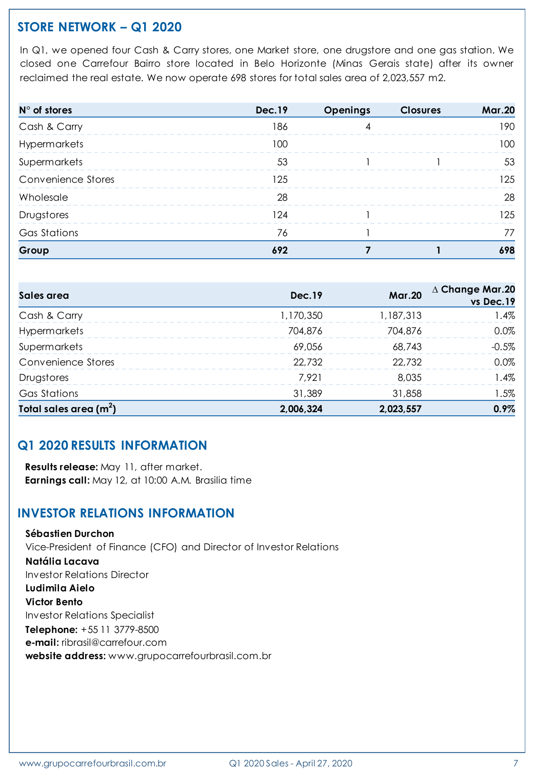## STORE NETWORK – Q1 2020

In Q1, we opened four Cash & Carry stores, one Market store, one drugstore and one gas station. We closed one Carrefour Bairro store located in Belo Horizonte (Minas Gerais state) after its owner reclaimed the real estate. We now operate 698 stores for total sales area of 2,023,557 m2.

| N° of stores | Dec.19 | Openings | Closures | Mar.20 |
|---|---|---|---|---|
| Cash & Carry | 186 | 4 | | 190 |
| Hypermarkets | 100 | | | 100 |
| Supermarkets | 53 | 1 | 1 | 53 |
| Convenience Stores | 125 | | | 125 |
| Wholesale | 28 | | | 28 |
| Drugstores | 124 | 1 | | 125 |
| Gas Stations | 76 | 1 | | 77 |
| **Group** | **692** | **7** | **1** | **698** |

| Sales area | Dec.19 | Mar.20 | ∆ Change Mar.20 vs Dec.19 |
|---|---|---|---|
| Cash & Carry | 1,170,350 | 1,187,313 | 1.4% |
| Hypermarkets | 704,876 | 704,876 | 0.0% |
| Supermarkets | 69,056 | 68,743 | -0.5% |
| Convenience Stores | 22,732 | 22,732 | 0.0% |
| Drugstores | 7,921 | 8,035 | 1.4% |
| Gas Stations | 31,389 | 31,858 | 1.5% |
| **Total sales area ($m^2$)** | **2,006,324** | **2,023,557** | **0.9%** |

## Q1 2020 RESULTS INFORMATION

**Results release:** May 11, after market.
**Earnings call:** May 12, at 10:00 A.M. Brasilia time

## INVESTOR RELATIONS INFORMATION

**Sébastien Durchon**
Vice-President of Finance (CFO) and Director of Investor Relations
**Natália Lacava**
Investor Relations Director
**Ludimila Aielo**
**Victor Bento**
Investor Relations Specialist
**Telephone:** +55 11 3779-8500
**e-mail:** ribrasil@carrefour.com
**website address:** www.grupocarrefourbrasil.com.br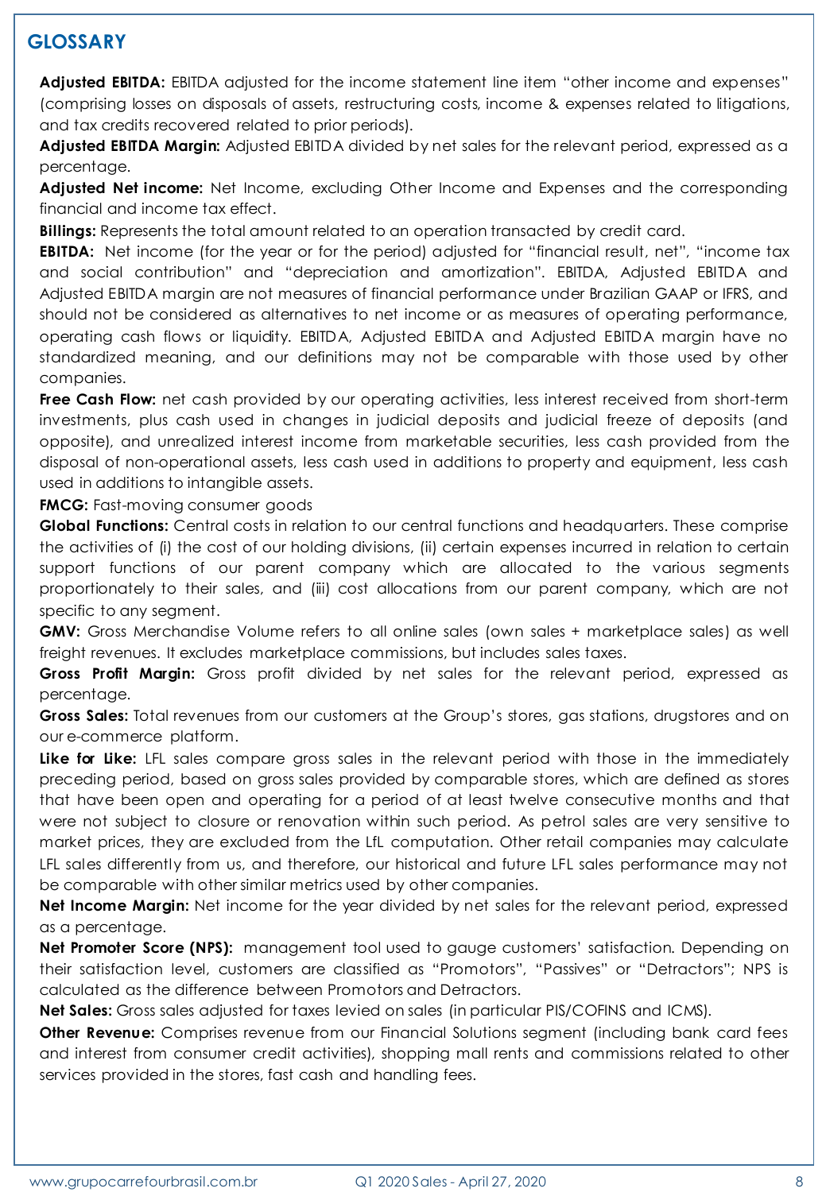## GLOSSARY

**Adjusted EBITDA:** EBITDA adjusted for the income statement line item "other income and expenses" (comprising losses on disposals of assets, restructuring costs, income & expenses related to litigations, and tax credits recovered related to prior periods).

**Adjusted EBITDA Margin:** Adjusted EBITDA divided by net sales for the relevant period, expressed as a percentage.

**Adjusted Net income:** Net Income, excluding Other Income and Expenses and the corresponding financial and income tax effect.

**Billings:** Represents the total amount related to an operation transacted by credit card.

**EBITDA:** Net income (for the year or for the period) adjusted for "financial result, net", "income tax and social contribution" and "depreciation and amortization". EBITDA, Adjusted EBITDA and Adjusted EBITDA margin are not measures of financial performance under Brazilian GAAP or IFRS, and should not be considered as alternatives to net income or as measures of operating performance, operating cash flows or liquidity. EBITDA, Adjusted EBITDA and Adjusted EBITDA margin have no standardized meaning, and our definitions may not be comparable with those used by other companies.

**Free Cash Flow:** net cash provided by our operating activities, less interest received from short-term investments, plus cash used in changes in judicial deposits and judicial freeze of deposits (and opposite), and unrealized interest income from marketable securities, less cash provided from the disposal of non-operational assets, less cash used in additions to property and equipment, less cash used in additions to intangible assets.

**FMCG:** Fast-moving consumer goods

**Global Functions:** Central costs in relation to our central functions and headquarters. These comprise the activities of (i) the cost of our holding divisions, (ii) certain expenses incurred in relation to certain support functions of our parent company which are allocated to the various segments proportionately to their sales, and (iii) cost allocations from our parent company, which are not specific to any segment.

**GMV:** Gross Merchandise Volume refers to all online sales (own sales + marketplace sales) as well freight revenues. It excludes marketplace commissions, but includes sales taxes.

**Gross Profit Margin:** Gross profit divided by net sales for the relevant period, expressed as percentage.

**Gross Sales:** Total revenues from our customers at the Group's stores, gas stations, drugstores and on our e-commerce platform.

**Like for Like:** LFL sales compare gross sales in the relevant period with those in the immediately preceding period, based on gross sales provided by comparable stores, which are defined as stores that have been open and operating for a period of at least twelve consecutive months and that were not subject to closure or renovation within such period. As petrol sales are very sensitive to market prices, they are excluded from the LfL computation. Other retail companies may calculate LFL sales differently from us, and therefore, our historical and future LFL sales performance may not be comparable with other similar metrics used by other companies.

**Net Income Margin:** Net income for the year divided by net sales for the relevant period, expressed as a percentage.

**Net Promoter Score (NPS):** management tool used to gauge customers' satisfaction. Depending on their satisfaction level, customers are classified as "Promotors", "Passives" or "Detractors"; NPS is calculated as the difference between Promotors and Detractors.

**Net Sales:** Gross sales adjusted for taxes levied on sales (in particular PIS/COFINS and ICMS).

**Other Revenue:** Comprises revenue from our Financial Solutions segment (including bank card fees and interest from consumer credit activities), shopping mall rents and commissions related to other services provided in the stores, fast cash and handling fees.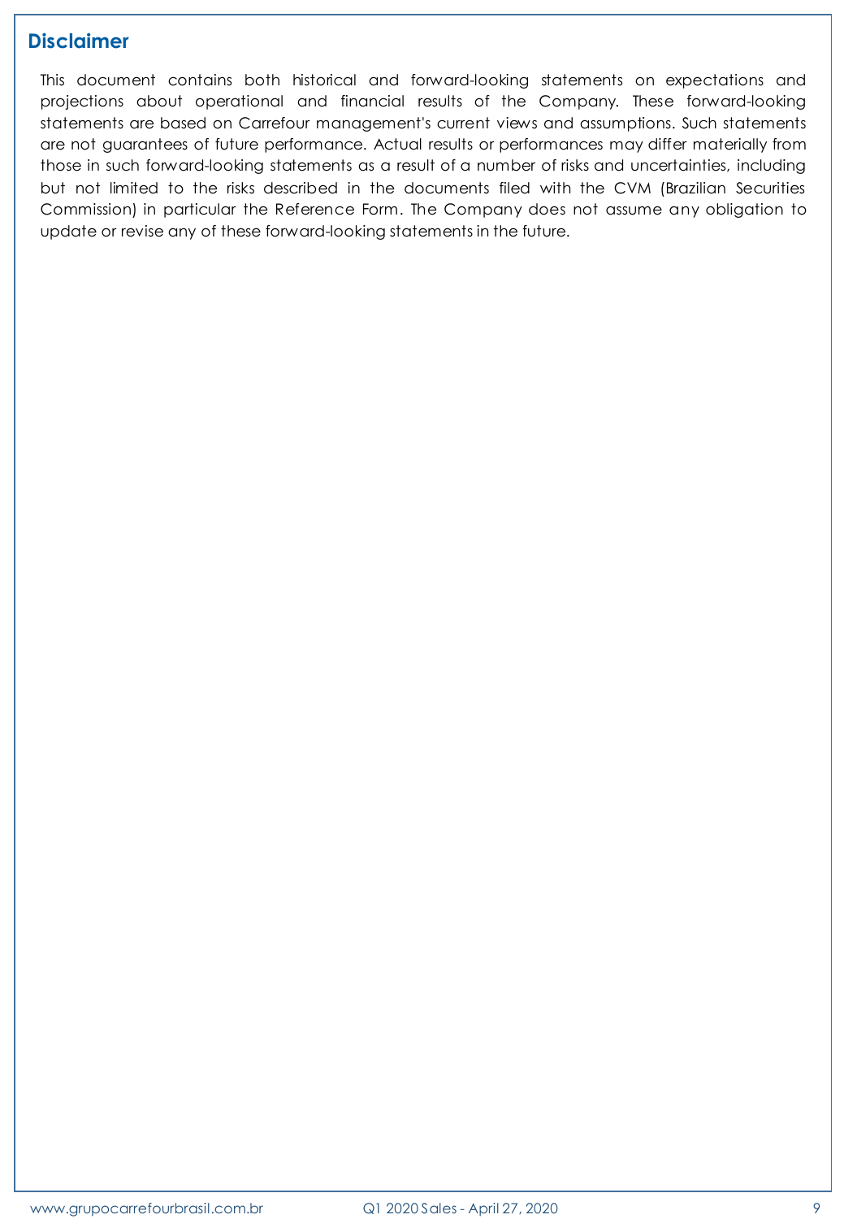## Disclaimer

This document contains both historical and forward-looking statements on expectations and projections about operational and financial results of the Company. These forward-looking statements are based on Carrefour management's current views and assumptions. Such statements are not guarantees of future performance. Actual results or performances may differ materially from those in such forward-looking statements as a result of a number of risks and uncertainties, including but not limited to the risks described in the documents filed with the CVM (Brazilian Securities Commission) in particular the Reference Form. The Company does not assume any obligation to update or revise any of these forward-looking statements in the future.